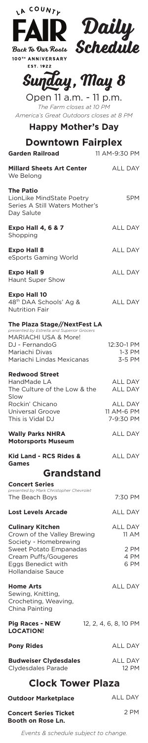LA COUNTY FAIR
Back To Our Roots
100TH ANNIVERSARY
EST. 1922

# Daily Schedule

## Sunday, May 8

Open 11 a.m. - 11 p.m.

*The Farm closes at 10 PM*

*America's Great Outdoors closes at 8 PM*

**Happy Mother's Day**

## Downtown Fairplex

**Garden Railroad** — 11 AM-9:30 PM

**Millard Sheets Art Center** — ALL DAY
We Belong

**The Patio**
LionLike MindState Poetry Series A Still Waters Mother's Day Salute — 5PM

**Expo Hall 4, 6 & 7** — ALL DAY
Shopping

**Expo Hall 8** — ALL DAY
eSports Gaming World

**Expo Hall 9** — ALL DAY
Haunt Super Show

**Expo Hall 10** — ALL DAY
48th DAA Schools' Ag & Nutrition Fair

**The Plaza Stage//NextFest LA**
*presented by Estrella and Superior Grocers*
MARIACHI USA & More!
DJ - FernandoG — 12:30-1 PM
Mariachi Divas — 1-3 PM
Mariachi Lindas Mexicanas — 3-5 PM

**Redwood Street**
HandMade LA — ALL DAY
The Culture of the Low & the Slow — ALL DAY
Rockin' Chicano — ALL DAY
Universal Groove — 11 AM-6 PM
This is Vidal DJ — 7-9:30 PM

**Wally Parks NHRA Motorsports Museum** — ALL DAY

**Kid Land - RCS Rides & Games** — ALL DAY

## Grandstand

**Concert Series**
*presented by Mark Christopher Chevrolet*
The Beach Boys — 7:30 PM

**Lost Levels Arcade** — ALL DAY

**Culinary Kitchen** — ALL DAY
Crown of the Valley Brewing Society - Homebrewing — 11 AM
Sweet Potato Empanadas — 2 PM
Cream Puffs/Gougeres — 4 PM
Eggs Benedict with Hollandaise Sauce — 6 PM

**Home Arts** — ALL DAY
Sewing, Knitting, Crocheting, Weaving, China Painting

**Pig Races - NEW LOCATION!** — 12, 2, 4, 6, 8, 10 PM

**Pony Rides** — ALL DAY

**Budweiser Clydesdales** — ALL DAY
Clydesdales Parade — 12 PM

## Clock Tower Plaza

**Outdoor Marketplace** — ALL DAY

**Concert Series Ticket Booth on Rose Ln.** — 2 PM

*Events & schedule subject to change.*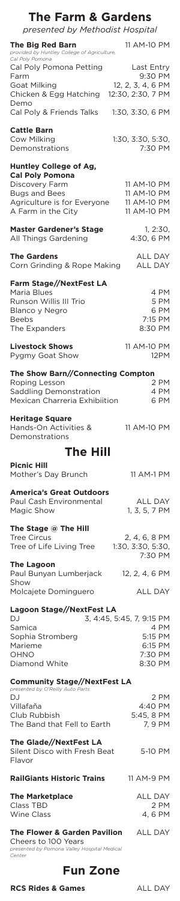# The Farm & Gardens

*presented by Methodist Hospital*

| | |
|---|---|
| **The Big Red Barn** | 11 AM-10 PM |
| *provided by Huntley College of Agriculture, Cal Poly Pomona* | |
| Cal Poly Pomona Petting Farm | Last Entry 9:30 PM |
| Goat Milking | 12, 2, 3, 4, 6 PM |
| Chicken & Egg Hatching Demo | 12:30, 2:30, 7 PM |
| Cal Poly & Friends Talks | 1:30, 3:30, 6 PM |
| **Cattle Barn** | |
| Cow Milking Demonstrations | 1:30, 3:30, 5:30, 7:30 PM |
| **Huntley College of Ag, Cal Poly Pomona** | |
| Discovery Farm | 11 AM-10 PM |
| Bugs and Bees | 11 AM-10 PM |
| Agriculture is for Everyone | 11 AM-10 PM |
| A Farm in the City | 11 AM-10 PM |
| **Master Gardener's Stage** | |
| All Things Gardening | 1, 2:30, 4:30, 6 PM |
| **The Gardens** | ALL DAY |
| Corn Grinding & Rope Making | ALL DAY |
| **Farm Stage//NextFest LA** | |
| Maria Blues | 4 PM |
| Runson Willis III Trio | 5 PM |
| Blanco y Negro | 6 PM |
| Beebs | 7:15 PM |
| The Expanders | 8:30 PM |
| **Livestock Shows** | 11 AM-10 PM |
| Pygmy Goat Show | 12PM |
| **The Show Barn//Connecting Compton** | |
| Roping Lesson | 2 PM |
| Saddling Demonstration | 4 PM |
| Mexican Charreria Exhibiition | 6 PM |
| **Heritage Square** | |
| Hands-On Activities & Demonstrations | 11 AM-10 PM |

## The Hill

| | |
|---|---|
| **Picnic Hill** | |
| Mother's Day Brunch | 11 AM-1 PM |
| **America's Great Outdoors** | |
| Paul Cash Environmental | ALL DAY |
| Magic Show | 1, 3, 5, 7 PM |
| **The Stage @ The Hill** | |
| Tree Circus | 2, 4, 6, 8 PM |
| Tree of Life Living Tree | 1:30, 3:30, 5:30, 7:30 PM |
| **The Lagoon** | |
| Paul Bunyan Lumberjack Show | 12, 2, 4, 6 PM |
| Molcajete Dominguero | ALL DAY |
| **Lagoon Stage//NextFest LA** | |
| DJ | 3, 4:45, 5:45, 7, 9:15 PM |
| Samica | 4 PM |
| Sophia Stromberg | 5:15 PM |
| Marieme | 6:15 PM |
| OHNO | 7:30 PM |
| Diamond White | 8:30 PM |
| **Community Stage//NextFest LA** | |
| *presented by O'Reilly Auto Parts* | |
| DJ | 2 PM |
| Villafaña | 4:40 PM |
| Club Rubbish | 5:45, 8 PM |
| The Band that Fell to Earth | 7, 9 PM |
| **The Glade//NextFest LA** | |
| Silent Disco with Fresh Beat Flavor | 5-10 PM |
| **RailGiants Historic Trains** | 11 AM-9 PM |
| **The Marketplace** | ALL DAY |
| Class TBD | 2 PM |
| Wine Class | 4, 6 PM |
| **The Flower & Garden Pavilion** | ALL DAY |
| Cheers to 100 Years | |
| *presented by Pomona Valley Hospital Medical Center* | |

## Fun Zone

| | |
|---|---|
| **RCS Rides & Games** | ALL DAY |